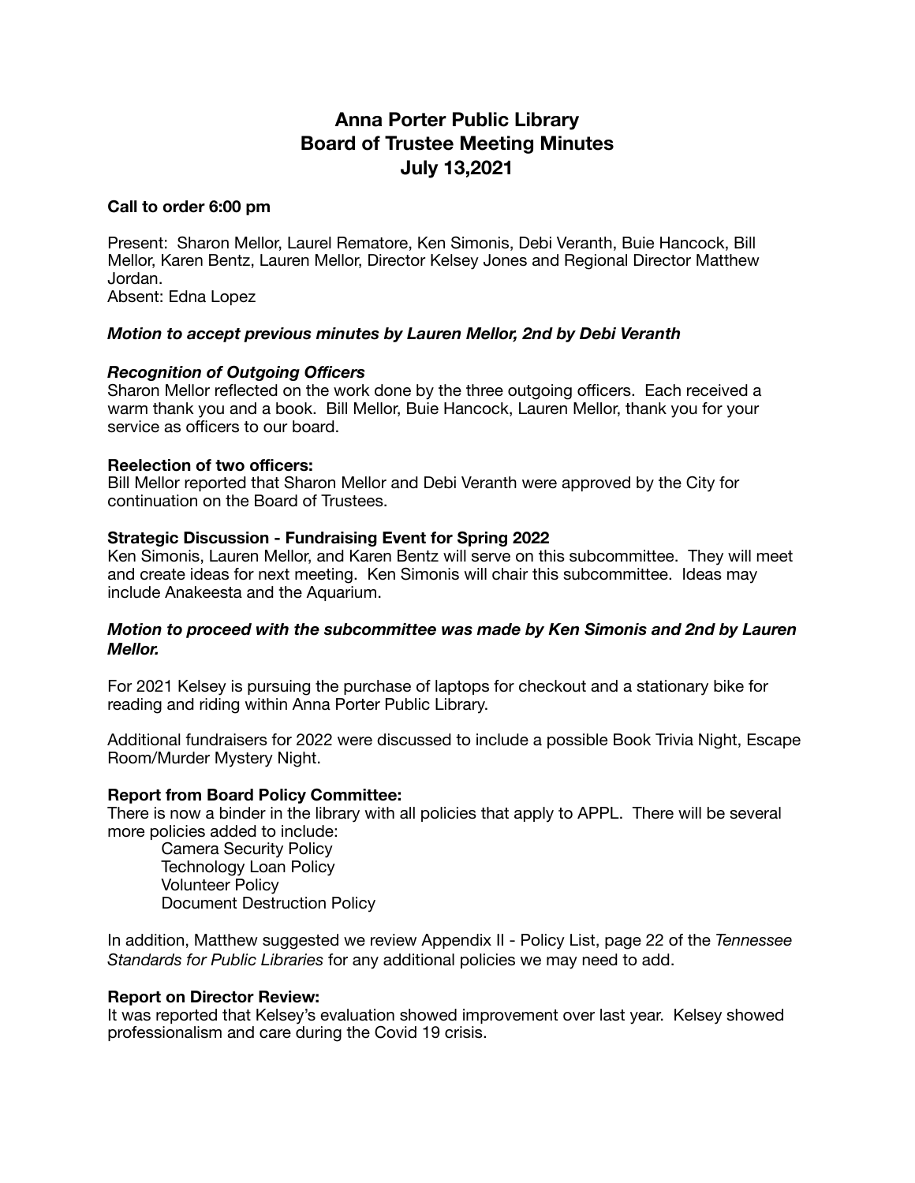# Anna Porter Public Library
# Board of Trustee Meeting Minutes
# July 13,2021

**Call to order 6:00 pm**

Present: Sharon Mellor, Laurel Rematore, Ken Simonis, Debi Veranth, Buie Hancock, Bill Mellor, Karen Bentz, Lauren Mellor, Director Kelsey Jones and Regional Director Matthew Jordan.
Absent: Edna Lopez

***Motion to accept previous minutes by Lauren Mellor, 2nd by Debi Veranth***

***Recognition of Outgoing Officers***
Sharon Mellor reflected on the work done by the three outgoing officers. Each received a warm thank you and a book. Bill Mellor, Buie Hancock, Lauren Mellor, thank you for your service as officers to our board.

**Reelection of two officers:**
Bill Mellor reported that Sharon Mellor and Debi Veranth were approved by the City for continuation on the Board of Trustees.

**Strategic Discussion - Fundraising Event for Spring 2022**
Ken Simonis, Lauren Mellor, and Karen Bentz will serve on this subcommittee. They will meet and create ideas for next meeting. Ken Simonis will chair this subcommittee. Ideas may include Anakeesta and the Aquarium.

***Motion to proceed with the subcommittee was made by Ken Simonis and 2nd by Lauren Mellor.***

For 2021 Kelsey is pursuing the purchase of laptops for checkout and a stationary bike for reading and riding within Anna Porter Public Library.

Additional fundraisers for 2022 were discussed to include a possible Book Trivia Night, Escape Room/Murder Mystery Night.

**Report from Board Policy Committee:**
There is now a binder in the library with all policies that apply to APPL. There will be several more policies added to include:

- Camera Security Policy
- Technology Loan Policy
- Volunteer Policy
- Document Destruction Policy

In addition, Matthew suggested we review Appendix II - Policy List, page 22 of the *Tennessee Standards for Public Libraries* for any additional policies we may need to add.

**Report on Director Review:**
It was reported that Kelsey's evaluation showed improvement over last year. Kelsey showed professionalism and care during the Covid 19 crisis.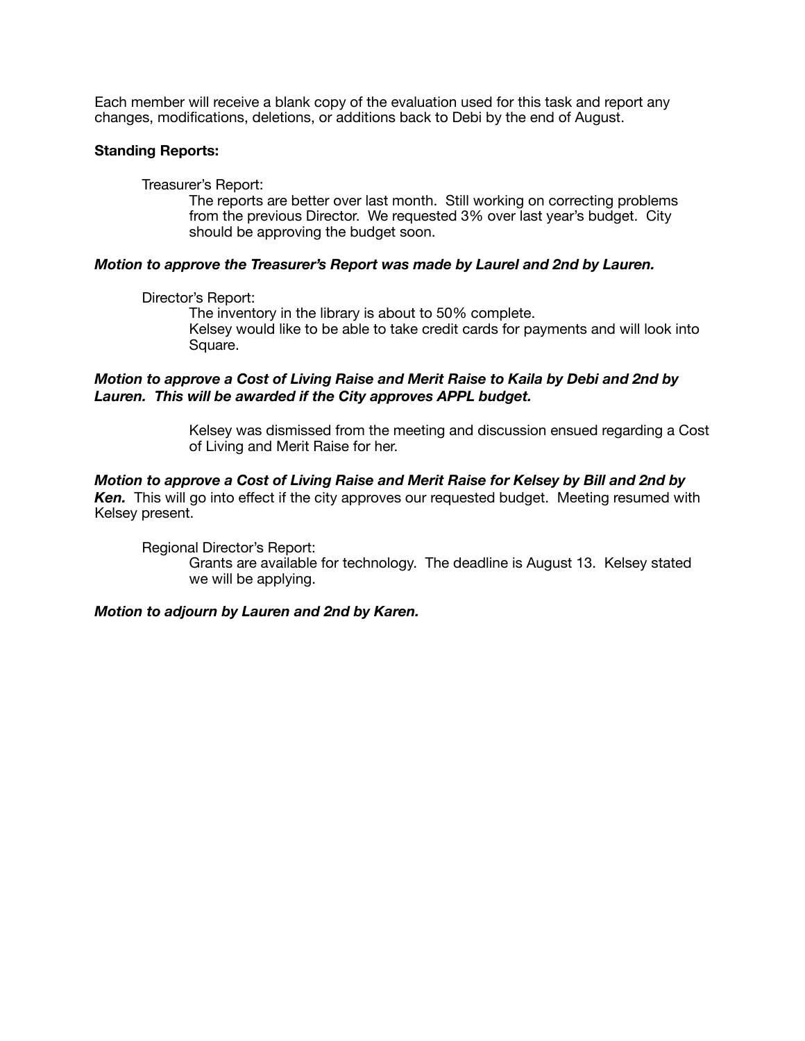Each member will receive a blank copy of the evaluation used for this task and report any changes, modifications, deletions, or additions back to Debi by the end of August.

**Standing Reports:**

Treasurer's Report:

The reports are better over last month. Still working on correcting problems from the previous Director. We requested 3% over last year's budget. City should be approving the budget soon.

***Motion to approve the Treasurer's Report was made by Laurel and 2nd by Lauren.***

Director's Report:

The inventory in the library is about to 50% complete.

Kelsey would like to be able to take credit cards for payments and will look into Square.

***Motion to approve a Cost of Living Raise and Merit Raise to Kaila by Debi and 2nd by Lauren. This will be awarded if the City approves APPL budget.***

Kelsey was dismissed from the meeting and discussion ensued regarding a Cost of Living and Merit Raise for her.

***Motion to approve a Cost of Living Raise and Merit Raise for Kelsey by Bill and 2nd by Ken.*** This will go into effect if the city approves our requested budget. Meeting resumed with Kelsey present.

Regional Director's Report:

Grants are available for technology. The deadline is August 13. Kelsey stated we will be applying.

***Motion to adjourn by Lauren and 2nd by Karen.***